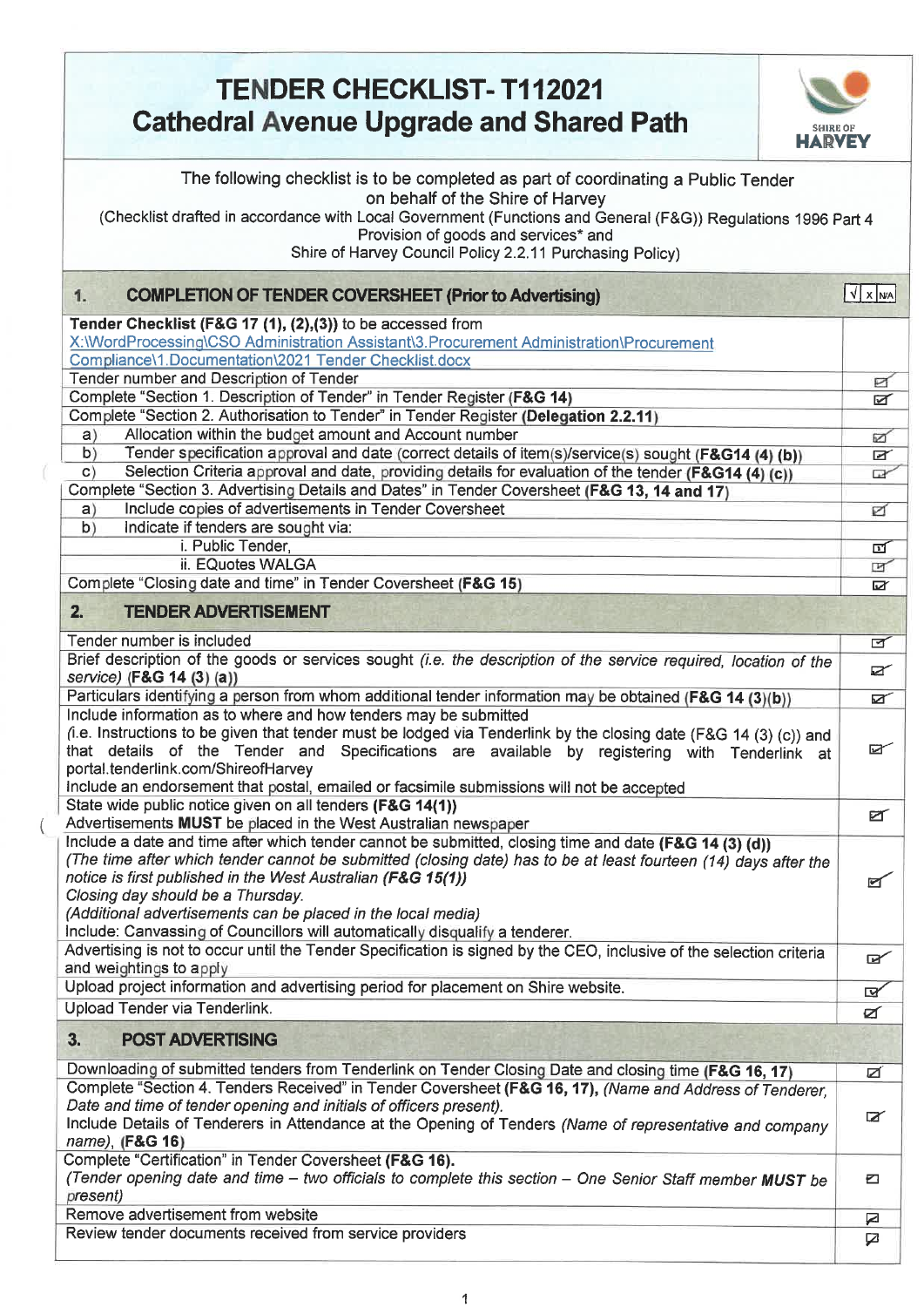# TENDER CHECKLIST- T112021
# Cathedral Avenue Upgrade and Shared Path

SHIRE OF HARVEY

The following checklist is to be completed as part of coordinating a Public Tender on behalf of the Shire of Harvey
(Checklist drafted in accordance with Local Government (Functions and General (F&G)) Regulations 1996 Part 4 Provision of goods and services* and
Shire of Harvey Council Policy 2.2.11 Purchasing Policy)

| **1. COMPLETION OF TENDER COVERSHEET (Prior to Advertising)** | √ / X / N/A |
|---|---|
| **Tender Checklist (F&G 17 (1), (2),(3))** to be accessed from X:\WordProcessing\CSO Administration Assistant\3.Procurement Administration\Procurement Compliance\1.Documentation\2021 Tender Checklist.docx | |
| Tender number and Description of Tender | ☑ |
| Complete "Section 1. Description of Tender" in Tender Register **(F&G 14)** | ☑ |
| Complete "Section 2. Authorisation to Tender" in Tender Register **(Delegation 2.2.11)** | |
| a) Allocation within the budget amount and Account number | ☑ |
| b) Tender specification approval and date (correct details of item(s)/service(s) sought **(F&G14 (4) (b))** | ☑ |
| c) Selection Criteria approval and date, providing details for evaluation of the tender **(F&G14 (4) (c))** | ☑ |
| Complete "Section 3. Advertising Details and Dates" in Tender Coversheet **(F&G 13, 14 and 17)** | |
| a) Include copies of advertisements in Tender Coversheet | ☑ |
| b) Indicate if tenders are sought via: | |
| i. Public Tender, | ☑ |
| ii. EQuotes WALGA | ☑ |
| Complete "Closing date and time" in Tender Coversheet **(F&G 15)** | ☑ |
| **2. TENDER ADVERTISEMENT** | |
| Tender number is included | ☑ |
| Brief description of the goods or services sought *(i.e. the description of the service required, location of the service)* **(F&G 14 (3) (a))** | ☑ |
| Particulars identifying a person from whom additional tender information may be obtained **(F&G 14 (3)(b))** | ☑ |
| Include information as to where and how tenders may be submitted (i.e. Instructions to be given that tender must be lodged via Tenderlink by the closing date (F&G 14 (3) (c)) and that details of the Tender and Specifications are available by registering with Tenderlink at portal.tenderlink.com/ShireofHarvey<br>Include an endorsement that postal, emailed or facsimile submissions will not be accepted | ☑ |
| State wide public notice given on all tenders **(F&G 14(1))**<br>Advertisements **MUST** be placed in the West Australian newspaper | ☑ |
| Include a date and time after which tender cannot be submitted, closing time and date **(F&G 14 (3) (d))**<br>*(The time after which tender cannot be submitted (closing date) has to be at least fourteen (14) days after the notice is first published in the West Australian (F&G 15(1))*<br>*Closing day should be a Thursday.*<br>*(Additional advertisements can be placed in the local media)*<br>Include: Canvassing of Councillors will automatically disqualify a tenderer. | ☑ |
| Advertising is not to occur until the Tender Specification is signed by the CEO, inclusive of the selection criteria and weightings to apply | ☑ |
| Upload project information and advertising period for placement on Shire website. | ☑ |
| Upload Tender via Tenderlink. | ☑ |
| **3. POST ADVERTISING** | |
| Downloading of submitted tenders from Tenderlink on Tender Closing Date and closing time **(F&G 16, 17)** | ☑ |
| Complete "Section 4. Tenders Received" in Tender Coversheet **(F&G 16, 17)**, *(Name and Address of Tenderer, Date and time of tender opening and initials of officers present).*<br>Include Details of Tenderers in Attendance at the Opening of Tenders *(Name of representative and company name)*, **(F&G 16)** | ☑ |
| Complete "Certification" in Tender Coversheet **(F&G 16).**<br>*(Tender opening date and time – two officials to complete this section – One Senior Staff member **MUST** be present)* | ☐ |
| Remove advertisement from website | ☑ |
| Review tender documents received from service providers | ☑ |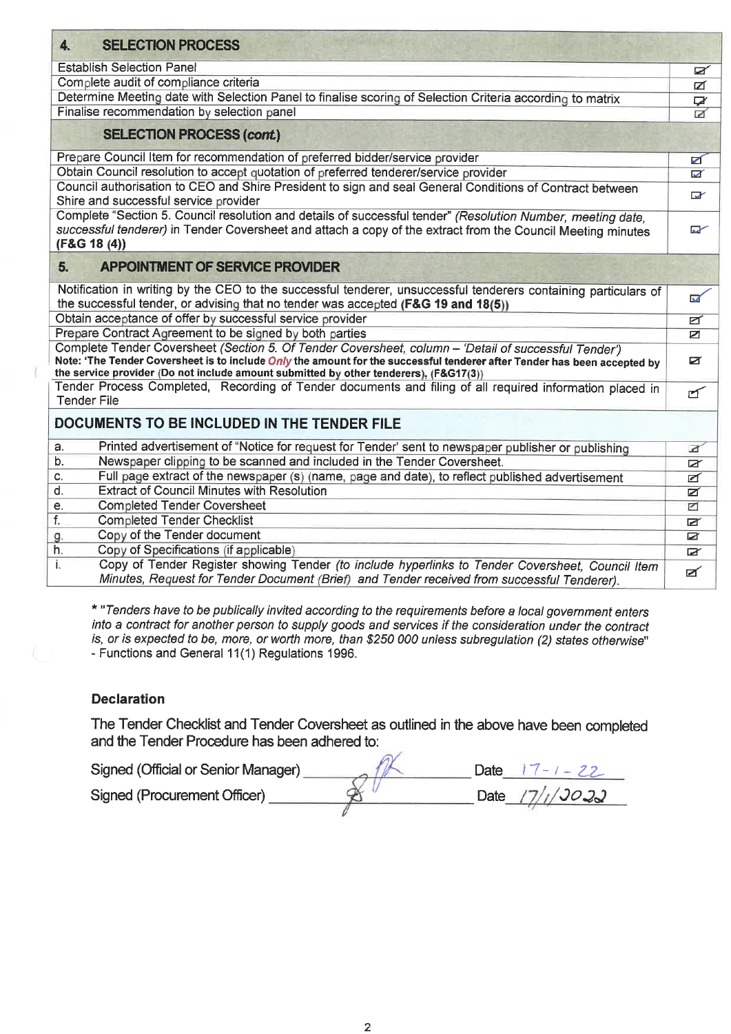| 4. SELECTION PROCESS | |
|---|---|
| Establish Selection Panel | ☑ |
| Complete audit of compliance criteria | ☑ |
| Determine Meeting date with Selection Panel to finalise scoring of Selection Criteria according to matrix | ☑ |
| Finalise recommendation by selection panel | ☑ |
| **SELECTION PROCESS (*cont.*)** | |
| Prepare Council Item for recommendation of preferred bidder/service provider | ☑ |
| Obtain Council resolution to accept quotation of preferred tenderer/service provider | ☑ |
| Council authorisation to CEO and Shire President to sign and seal General Conditions of Contract between Shire and successful service provider | ☑ |
| Complete "Section 5. Council resolution and details of successful tender" *(Resolution Number, meeting date, successful tenderer)* in Tender Coversheet and attach a copy of the extract from the Council Meeting minutes **(F&G 18 (4))** | ☑ |
| **5. APPOINTMENT OF SERVICE PROVIDER** | |
| Notification in writing by the CEO to the successful tenderer, unsuccessful tenderers containing particulars of the successful tender, or advising that no tender was accepted **(F&G 19 and 18(5))** | ☑ |
| Obtain acceptance of offer by successful service provider | ☑ |
| Prepare Contract Agreement to be signed by both parties | ☑ |
| Complete Tender Coversheet *(Section 5. Of Tender Coversheet, column – 'Detail of successful Tender')* **Note: 'The Tender Coversheet is to include *Only* the amount for the successful tenderer after Tender has been accepted by the service provider (Do not include amount submitted by other tenderers). (F&G17(3))** | ☑ |
| Tender Process Completed, Recording of Tender documents and filing of all required information placed in Tender File | ☑ |
| **DOCUMENTS TO BE INCLUDED IN THE TENDER FILE** | |
| a. Printed advertisement of "Notice for request for Tender' sent to newspaper publisher or publishing | ☑ |
| b. Newspaper clipping to be scanned and included in the Tender Coversheet. | ☑ |
| c. Full page extract of the newspaper (s) (name, page and date), to reflect published advertisement | ☑ |
| d. Extract of Council Minutes with Resolution | ☑ |
| e. Completed Tender Coversheet | ☑ |
| f. Completed Tender Checklist | ☑ |
| g. Copy of the Tender document | ☑ |
| h. Copy of Specifications (if applicable) | ☑ |
| i. Copy of Tender Register showing Tender *(to include hyperlinks to Tender Coversheet, Council Item Minutes, Request for Tender Document (Brief) and Tender received from successful Tenderer).* | ☑ |

* "*Tenders have to be publically invited according to the requirements before a local government enters into a contract for another person to supply goods and services if the consideration under the contract is, or is expected to be, more, or worth more, than $250 000 unless subregulation (2) states otherwise*" - Functions and General 11(1) Regulations 1996.

**Declaration**

The Tender Checklist and Tender Coversheet as outlined in the above have been completed and the Tender Procedure has been adhered to:

Signed (Official or Senior Manager) [signature] Date 17-1-22

Signed (Procurement Officer) [signature] Date 17/1/2022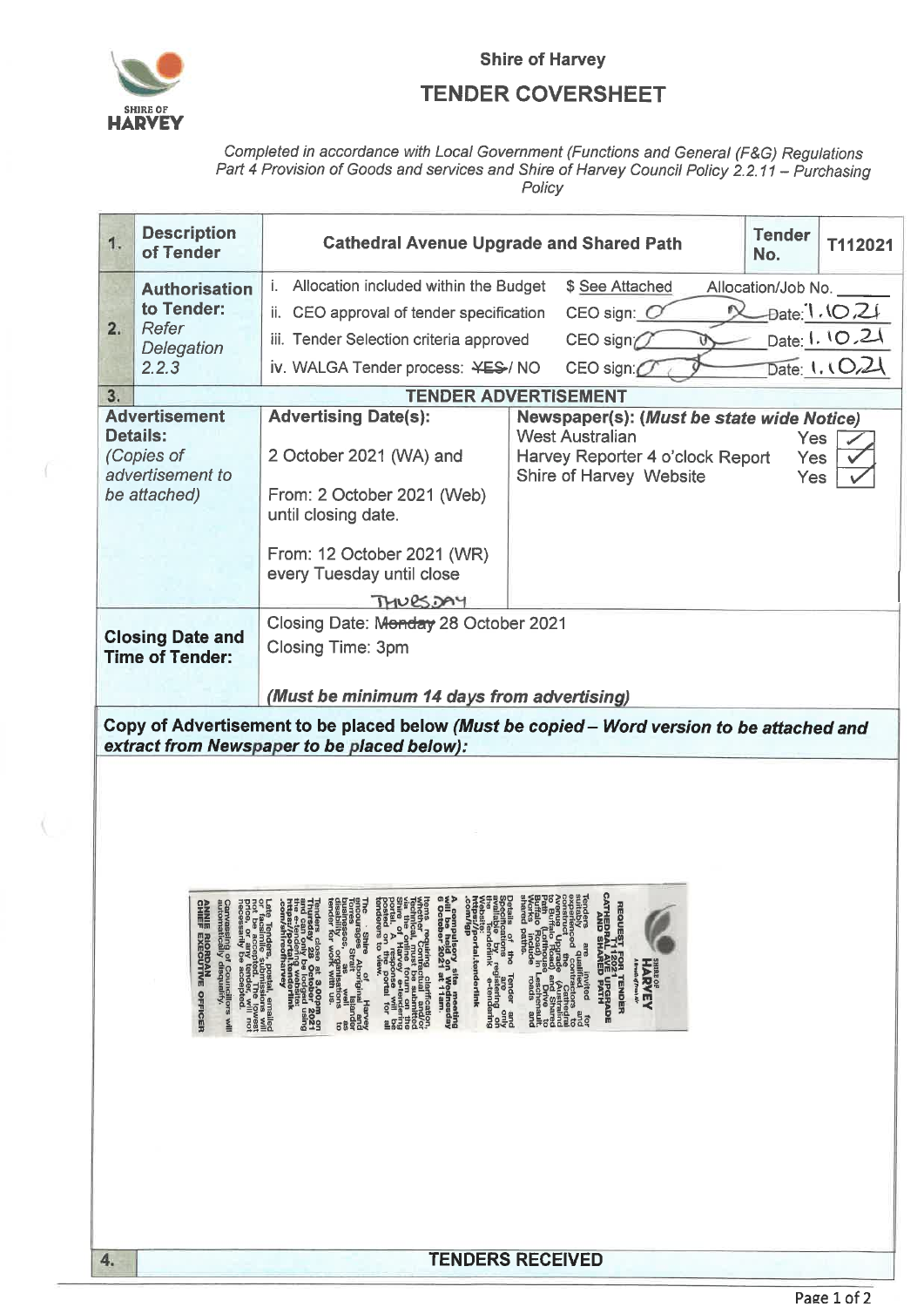Shire of Harvey

# TENDER COVERSHEET

*Completed in accordance with Local Government (Functions and General (F&G) Regulations Part 4 Provision of Goods and services and Shire of Harvey Council Policy 2.2.11 – Purchasing Policy*

| | | | | |
|---|---|---|---|---|
| **1.** | **Description of Tender** | **Cathedral Avenue Upgrade and Shared Path** | **Tender No.** | **T112021** |
| **2.** | **Authorisation to Tender:** *Refer Delegation 2.2.3* | i. Allocation included within the Budget — $ See Attached — Allocation/Job No. ______<br>ii. CEO approval of tender specification — CEO sign: [signed] Date: 1.10.21<br>iii. Tender Selection criteria approved — CEO sign: [signed] Date: 1.10.21<br>iv. WALGA Tender process: ~~YES~~ / NO — CEO sign: [signed] Date: 1.10.21 | | |
| **3.** | **TENDER ADVERTISEMENT** | | | |
| | **Advertisement Details:** *(Copies of advertisement to be attached)* | **Advertising Date(s):**<br>2 October 2021 (WA) and<br>From: 2 October 2021 (Web) until closing date.<br>From: 12 October 2021 (WR) every Tuesday until close<br>THURSDAY | **Newspaper(s): *(Must be state wide Notice)***<br>West Australian — Yes ✓<br>Harvey Reporter 4 o'clock Report — Yes ✓<br>Shire of Harvey Website — Yes ✓ | |
| | **Closing Date and Time of Tender:** | Closing Date: ~~Monday~~ 28 October 2021<br>Closing Time: 3pm<br>***(Must be minimum 14 days from advertising)*** | | |

**Copy of Advertisement to be placed below *(Must be copied – Word version to be attached and extract from Newspaper to be placed below):***

SHIRE OF HARVEY

**REQUEST FOR TENDER T112021 CATHEDRAL AVE UPGRADE AND SHARED PATH**

Tenders are invited for suitably qualified experienced contractors to construct the Cathedral Avenue Upgrade (Old Coast Road to Buffalo Road) and Shared Path (Lighthouse Drive to Buffalo Road) in Leschenault. Works include roads and shared paths.

Details of the Tender and Specifications are only available by registering on the Tenderlink e-tendering Website: https://portal.tenderlink.com/sgp

A compulsory site meeting will be held on Wednesday 6 October 2021 at 11am.

Items requiring clarification, whether Contractual and/or Technical, must be submitted via the online forum on the Shire of Harvey e-tendering portal. A response will be posted on the portal for all tenderers to view.

The Shire of Harvey encourages Aboriginal and Torres Strait Islander businesses, as well as disability organisations to tender for work with us.

Tenders close at 3.00pm on Thursday 28 October 2021 and can only be lodged using the e-tendering website: https://portal.tenderlink.com/shireofharvey

Late Tenders, postal, emailed or facsimile submissions will not be accepted. The lowest price, or any tender, will not necessarily be accepted.

Canvassing of Councillors will automatically disqualify.

ANNIE RIORDAN
CHIEF EXECUTIVE OFFICER

| | |
|---|---|
| **4.** | **TENDERS RECEIVED** |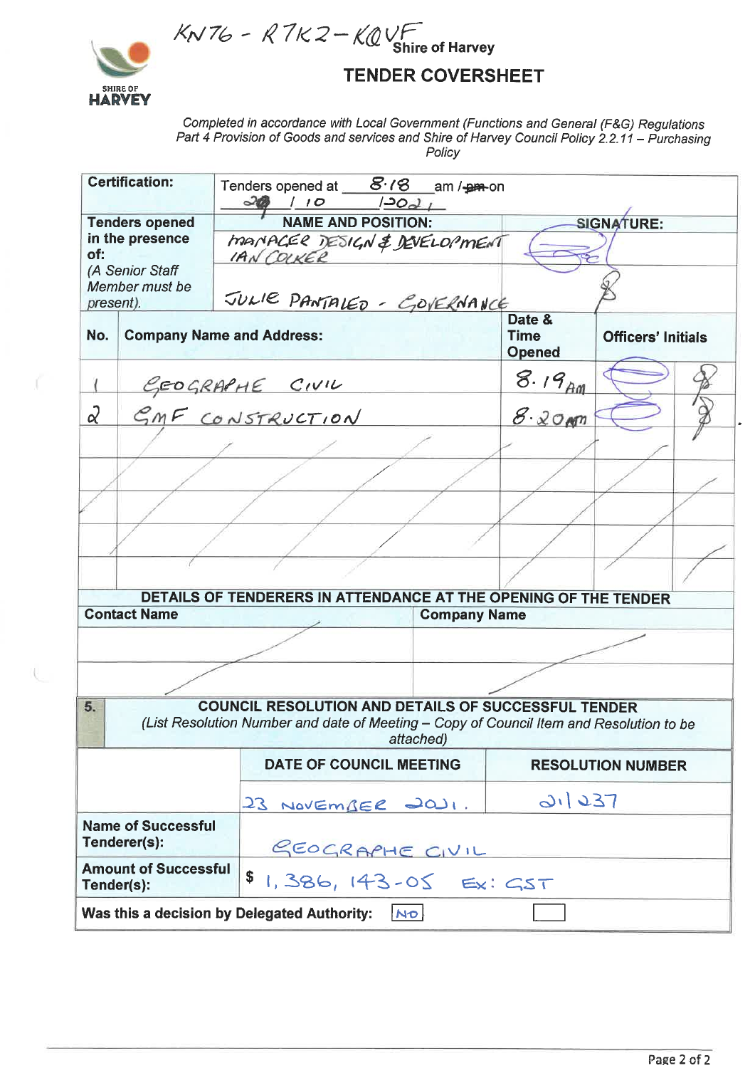KN76 - R7K2-KQVF

Shire of Harvey

SHIRE OF HARVEY

# TENDER COVERSHEET

*Completed in accordance with Local Government (Functions and General (F&G) Regulations Part 4 Provision of Goods and services and Shire of Harvey Council Policy 2.2.11 – Purchasing Policy*

| | | |
|---|---|---|
| **Certification:** | Tenders opened at 8·18 am / ~~pm~~ on 28 / 10 / 2021 | |
| **Tenders opened in the presence of:** *(A Senior Staff Member must be present).* | **NAME AND POSITION:** | **SIGNATURE:** |
| | MANAGER DESIGN & DEVELOPMENT IAN COCKER | [signature] |
| | JULIE PANTALEO - GOVERNANCE | [signature] |

| No. | Company Name and Address: | Date & Time Opened | Officers' Initials | |
|---|---|---|---|---|
| 1 | GEOGRAPHE CIVIL | 8.19 AM | [initials] | [initials] |
| 2 | GMF CONSTRUCTION | 8.20 AM | [initials] | [initials] |
| | | | | |
| | | | | |
| | | | | |
| | | | | |
| | | | | |

**DETAILS OF TENDERERS IN ATTENDANCE AT THE OPENING OF THE TENDER**

| Contact Name | Company Name |
|---|---|
| | |
| | |

| 5. | COUNCIL RESOLUTION AND DETAILS OF SUCCESSFUL TENDER *(List Resolution Number and date of Meeting – Copy of Council Item and Resolution to be attached)* | |
|---|---|---|
| | **DATE OF COUNCIL MEETING** | **RESOLUTION NUMBER** |
| | 23 NOVEMBER 2021. | 21237 |
| **Name of Successful Tenderer(s):** | GEOGRAPHE CIVIL | |
| **Amount of Successful Tender(s):** | $ 1,386,143-05 EX: GST | |
| **Was this a decision by Delegated Authority:** | NO | |